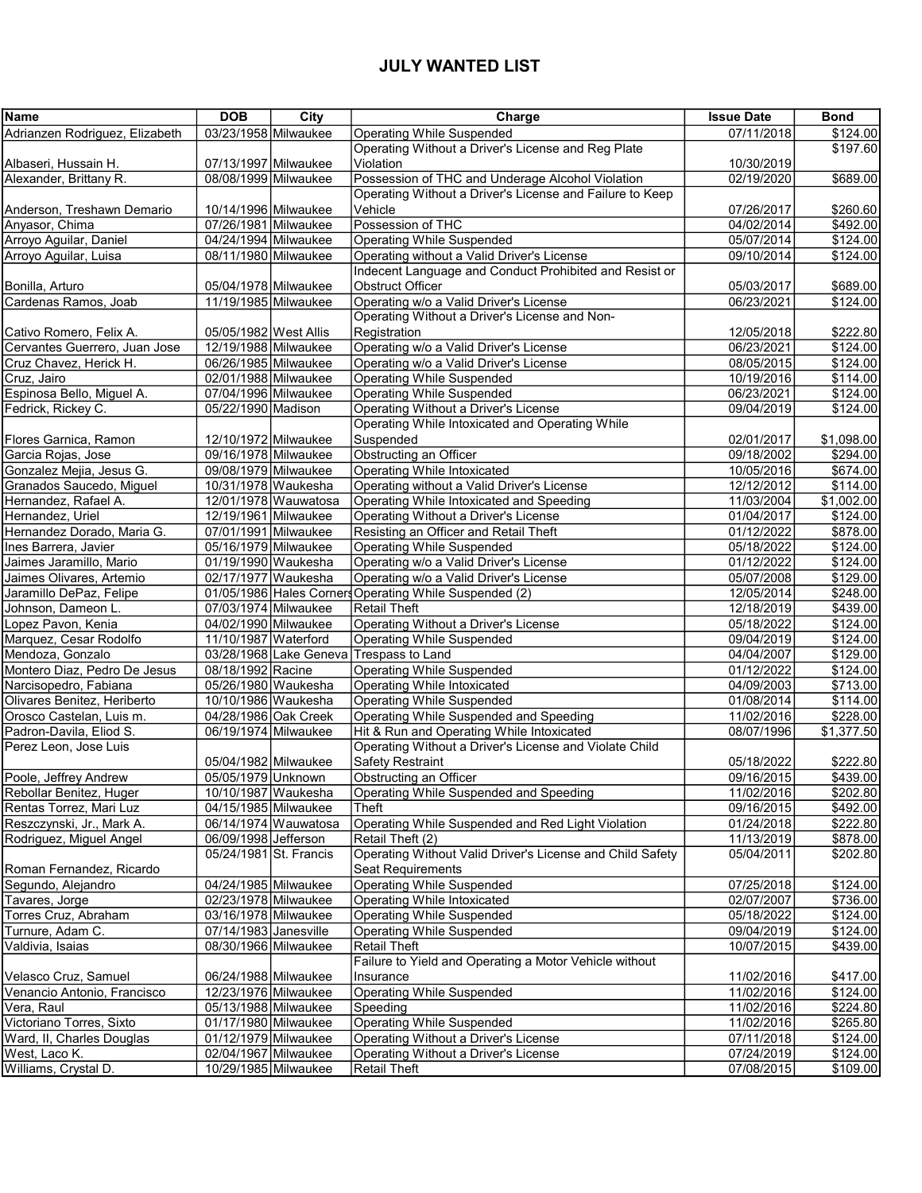# JULY WANTED LIST

| Name | DOB | City | Charge | Issue Date | Bond |
|---|---|---|---|---|---|
| Adrianzen Rodriguez, Elizabeth | 03/23/1958 | Milwaukee | Operating While Suspended | 07/11/2018 | $124.00 |
| Albaseri, Hussain H. | 07/13/1997 | Milwaukee | Operating Without a Driver's License and Reg Plate Violation | 10/30/2019 | $197.60 |
| Alexander, Brittany R. | 08/08/1999 | Milwaukee | Possession of THC and Underage Alcohol Violation | 02/19/2020 | $689.00 |
| Anderson, Treshawn Demario | 10/14/1996 | Milwaukee | Operating Without a Driver's License and Failure to Keep Vehicle | 07/26/2017 | $260.60 |
| Anyasor, Chima | 07/26/1981 | Milwaukee | Possession of THC | 04/02/2014 | $492.00 |
| Arroyo Aguilar, Daniel | 04/24/1994 | Milwaukee | Operating While Suspended | 05/07/2014 | $124.00 |
| Arroyo Aguilar, Luisa | 08/11/1980 | Milwaukee | Operating without a Valid Driver's License | 09/10/2014 | $124.00 |
| Bonilla, Arturo | 05/04/1978 | Milwaukee | Indecent Language and Conduct Prohibited and Resist or Obstruct Officer | 05/03/2017 | $689.00 |
| Cardenas Ramos, Joab | 11/19/1985 | Milwaukee | Operating w/o a Valid Driver's License | 06/23/2021 | $124.00 |
| Cativo Romero, Felix A. | 05/05/1982 | West Allis | Operating Without a Driver's License and Non-Registration | 12/05/2018 | $222.80 |
| Cervantes Guerrero, Juan Jose | 12/19/1988 | Milwaukee | Operating w/o a Valid Driver's License | 06/23/2021 | $124.00 |
| Cruz Chavez, Herick H. | 06/26/1985 | Milwaukee | Operating w/o a Valid Driver's License | 08/05/2015 | $124.00 |
| Cruz, Jairo | 02/01/1988 | Milwaukee | Operating While Suspended | 10/19/2016 | $114.00 |
| Espinosa Bello, Miguel A. | 07/04/1996 | Milwaukee | Operating While Suspended | 06/23/2021 | $124.00 |
| Fedrick, Rickey C. | 05/22/1990 | Madison | Operating Without a Driver's License | 09/04/2019 | $124.00 |
| Flores Garnica, Ramon | 12/10/1972 | Milwaukee | Operating While Intoxicated and Operating While Suspended | 02/01/2017 | $1,098.00 |
| Garcia Rojas, Jose | 09/16/1978 | Milwaukee | Obstructing an Officer | 09/18/2002 | $294.00 |
| Gonzalez Mejia, Jesus G. | 09/08/1979 | Milwaukee | Operating While Intoxicated | 10/05/2016 | $674.00 |
| Granados Saucedo, Miguel | 10/31/1978 | Waukesha | Operating without a Valid Driver's License | 12/12/2012 | $114.00 |
| Hernandez, Rafael A. | 12/01/1978 | Wauwatosa | Operating While Intoxicated and Speeding | 11/03/2004 | $1,002.00 |
| Hernandez, Uriel | 12/19/1961 | Milwaukee | Operating Without a Driver's License | 01/04/2017 | $124.00 |
| Hernandez Dorado, Maria G. | 07/01/1991 | Milwaukee | Resisting an Officer and Retail Theft | 01/12/2022 | $878.00 |
| Ines Barrera, Javier | 05/16/1979 | Milwaukee | Operating While Suspended | 05/18/2022 | $124.00 |
| Jaimes Jaramillo, Mario | 01/19/1990 | Waukesha | Operating w/o a Valid Driver's License | 01/12/2022 | $124.00 |
| Jaimes Olivares, Artemio | 02/17/1977 | Waukesha | Operating w/o a Valid Driver's License | 05/07/2008 | $129.00 |
| Jaramillo DePaz, Felipe | 01/05/1986 | Hales Corners | Operating While Suspended (2) | 12/05/2014 | $248.00 |
| Johnson, Dameon L. | 07/03/1974 | Milwaukee | Retail Theft | 12/18/2019 | $439.00 |
| Lopez Pavon, Kenia | 04/02/1990 | Milwaukee | Operating Without a Driver's License | 05/18/2022 | $124.00 |
| Marquez, Cesar Rodolfo | 11/10/1987 | Waterford | Operating While Suspended | 09/04/2019 | $124.00 |
| Mendoza, Gonzalo | 03/28/1968 | Lake Geneva | Trespass to Land | 04/04/2007 | $129.00 |
| Montero Diaz, Pedro De Jesus | 08/18/1992 | Racine | Operating While Suspended | 01/12/2022 | $124.00 |
| Narcisopedro, Fabiana | 05/26/1980 | Waukesha | Operating While Intoxicated | 04/09/2003 | $713.00 |
| Olivares Benitez, Heriberto | 10/10/1986 | Waukesha | Operating While Suspended | 01/08/2014 | $114.00 |
| Orosco Castelan, Luis m. | 04/28/1986 | Oak Creek | Operating While Suspended and Speeding | 11/02/2016 | $228.00 |
| Padron-Davila, Eliod S. | 06/19/1974 | Milwaukee | Hit & Run and Operating While Intoxicated | 08/07/1996 | $1,377.50 |
| Perez Leon, Jose Luis | 05/04/1982 | Milwaukee | Operating Without a Driver's License and Violate Child Safety Restraint | 05/18/2022 | $222.80 |
| Poole, Jeffrey Andrew | 05/05/1979 | Unknown | Obstructing an Officer | 09/16/2015 | $439.00 |
| Rebollar Benitez, Huger | 10/10/1987 | Waukesha | Operating While Suspended and Speeding | 11/02/2016 | $202.80 |
| Rentas Torrez, Mari Luz | 04/15/1985 | Milwaukee | Theft | 09/16/2015 | $492.00 |
| Reszczynski, Jr., Mark A. | 06/14/1974 | Wauwatosa | Operating While Suspended and Red Light Violation | 01/24/2018 | $222.80 |
| Rodriguez, Miguel Angel | 06/09/1998 | Jefferson | Retail Theft (2) | 11/13/2019 | $878.00 |
| Roman Fernandez, Ricardo | 05/24/1981 | St. Francis | Operating Without Valid Driver's License and Child Safety Seat Requirements | 05/04/2011 | $202.80 |
| Segundo, Alejandro | 04/24/1985 | Milwaukee | Operating While Suspended | 07/25/2018 | $124.00 |
| Tavares, Jorge | 02/23/1978 | Milwaukee | Operating While Intoxicated | 02/07/2007 | $736.00 |
| Torres Cruz, Abraham | 03/16/1978 | Milwaukee | Operating While Suspended | 05/18/2022 | $124.00 |
| Turnure, Adam C. | 07/14/1983 | Janesville | Operating While Suspended | 09/04/2019 | $124.00 |
| Valdivia, Isaias | 08/30/1966 | Milwaukee | Retail Theft | 10/07/2015 | $439.00 |
| Velasco Cruz, Samuel | 06/24/1988 | Milwaukee | Failure to Yield and Operating a Motor Vehicle without Insurance | 11/02/2016 | $417.00 |
| Venancio Antonio, Francisco | 12/23/1976 | Milwaukee | Operating While Suspended | 11/02/2016 | $124.00 |
| Vera, Raul | 05/13/1988 | Milwaukee | Speeding | 11/02/2016 | $224.80 |
| Victoriano Torres, Sixto | 01/17/1980 | Milwaukee | Operating While Suspended | 11/02/2016 | $265.80 |
| Ward, II, Charles Douglas | 01/12/1979 | Milwaukee | Operating Without a Driver's License | 07/11/2018 | $124.00 |
| West, Laco K. | 02/04/1967 | Milwaukee | Operating Without a Driver's License | 07/24/2019 | $124.00 |
| Williams, Crystal D. | 10/29/1985 | Milwaukee | Retail Theft | 07/08/2015 | $109.00 |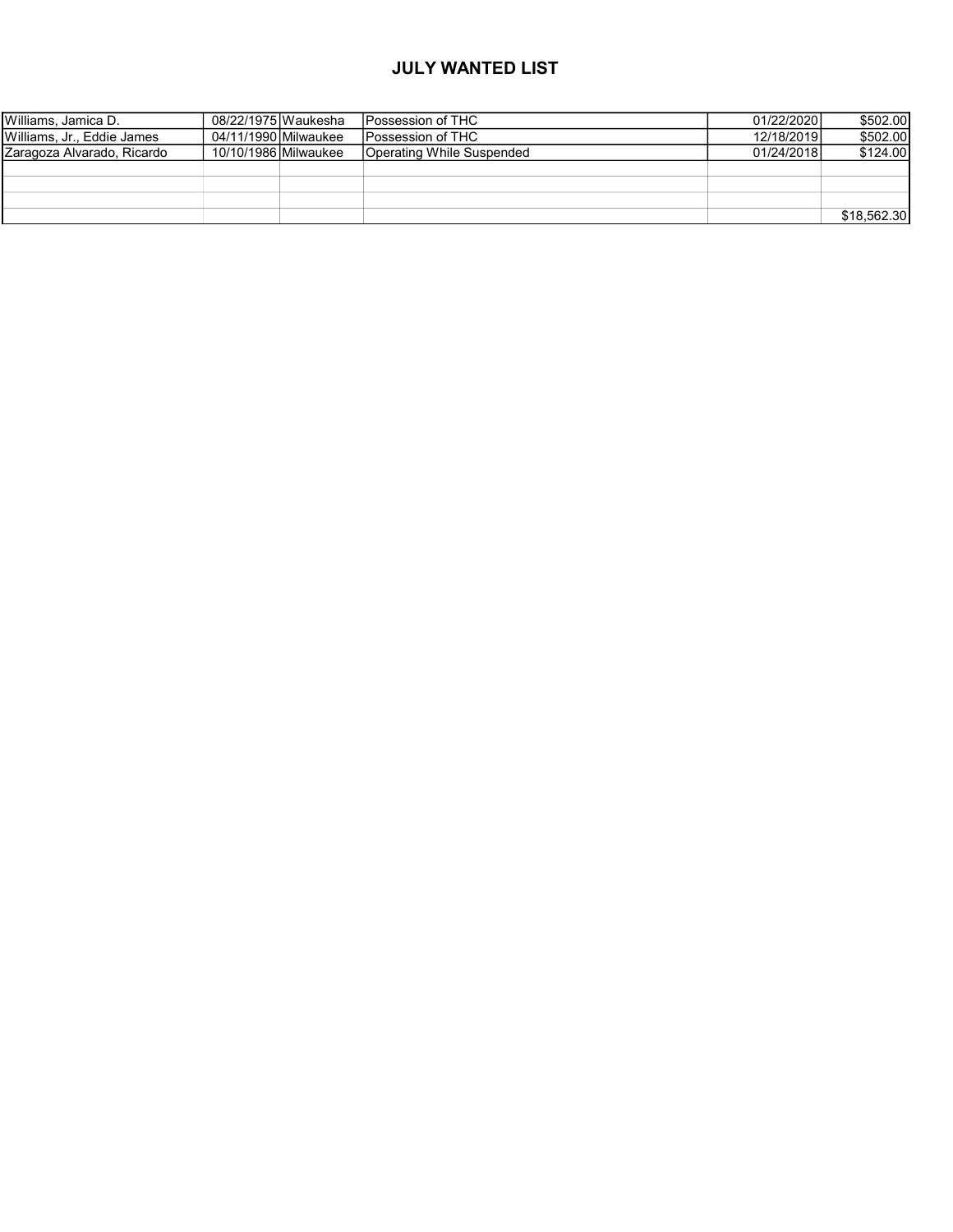## JULY WANTED LIST

| | | | | | |
|---|---|---|---|---|---|
| Williams, Jamica D. | 08/22/1975 | Waukesha | Possession of THC | 01/22/2020 | $502.00 |
| Williams, Jr., Eddie James | 04/11/1990 | Milwaukee | Possession of THC | 12/18/2019 | $502.00 |
| Zaragoza Alvarado, Ricardo | 10/10/1986 | Milwaukee | Operating While Suspended | 01/24/2018 | $124.00 |
| | | | | | |
| | | | | | |
| | | | | | |
| | | | | | $18,562.30 |